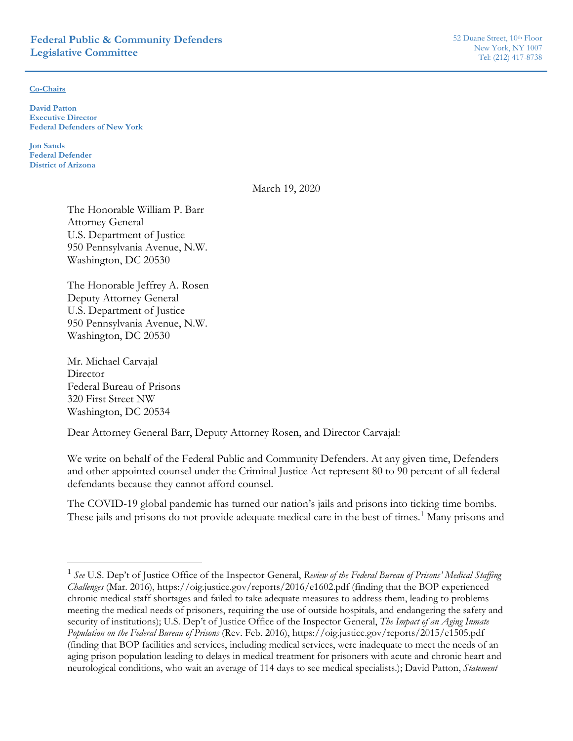**Federal Public & Community Defenders**
**Legislative Committee**

52 Duane Street, 10th Floor
New York, NY 1007
Tel: (212) 417-8738

**Co-Chairs**

**David Patton**
**Executive Director**
**Federal Defenders of New York**

**Jon Sands**
**Federal Defender**
**District of Arizona**

March 19, 2020

The Honorable William P. Barr
Attorney General
U.S. Department of Justice
950 Pennsylvania Avenue, N.W.
Washington, DC 20530

The Honorable Jeffrey A. Rosen
Deputy Attorney General
U.S. Department of Justice
950 Pennsylvania Avenue, N.W.
Washington, DC 20530

Mr. Michael Carvajal
Director
Federal Bureau of Prisons
320 First Street NW
Washington, DC 20534

Dear Attorney General Barr, Deputy Attorney Rosen, and Director Carvajal:

We write on behalf of the Federal Public and Community Defenders. At any given time, Defenders and other appointed counsel under the Criminal Justice Act represent 80 to 90 percent of all federal defendants because they cannot afford counsel.

The COVID-19 global pandemic has turned our nation's jails and prisons into ticking time bombs. These jails and prisons do not provide adequate medical care in the best of times.[1] Many prisons and

[1] *See* U.S. Dep't of Justice Office of the Inspector General, *Review of the Federal Bureau of Prisons' Medical Staffing Challenges* (Mar. 2016), https://oig.justice.gov/reports/2016/e1602.pdf (finding that the BOP experienced chronic medical staff shortages and failed to take adequate measures to address them, leading to problems meeting the medical needs of prisoners, requiring the use of outside hospitals, and endangering the safety and security of institutions); U.S. Dep't of Justice Office of the Inspector General, *The Impact of an Aging Inmate Population on the Federal Bureau of Prisons* (Rev. Feb. 2016), https://oig.justice.gov/reports/2015/e1505.pdf (finding that BOP facilities and services, including medical services, were inadequate to meet the needs of an aging prison population leading to delays in medical treatment for prisoners with acute and chronic heart and neurological conditions, who wait an average of 114 days to see medical specialists.); David Patton, *Statement*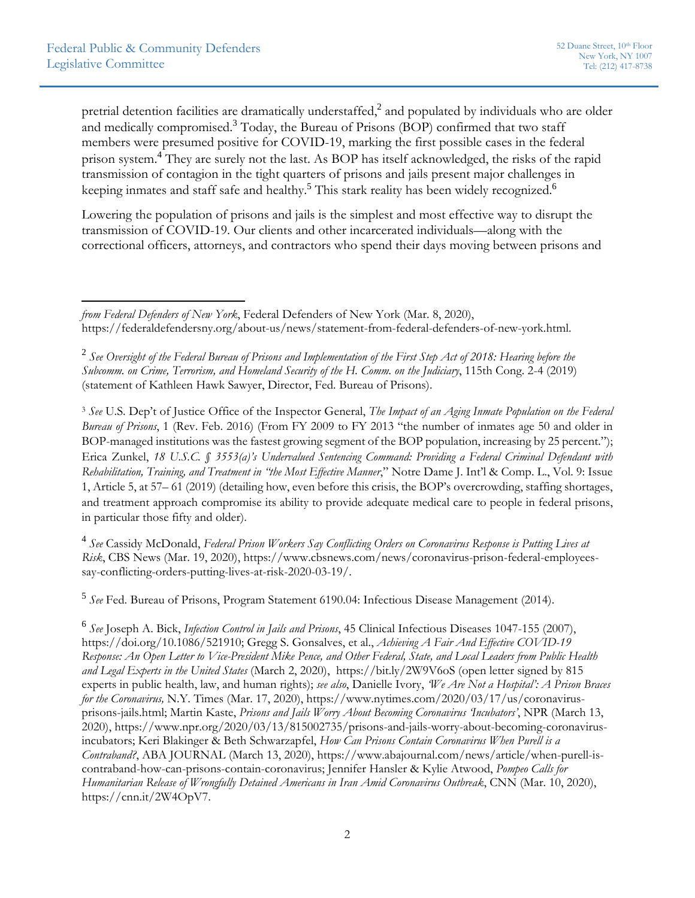pretrial detention facilities are dramatically understaffed,[2] and populated by individuals who are older and medically compromised.[3] Today, the Bureau of Prisons (BOP) confirmed that two staff members were presumed positive for COVID-19, marking the first possible cases in the federal prison system.[4] They are surely not the last. As BOP has itself acknowledged, the risks of the rapid transmission of contagion in the tight quarters of prisons and jails present major challenges in keeping inmates and staff safe and healthy.[5] This stark reality has been widely recognized.[6]

Lowering the population of prisons and jails is the simplest and most effective way to disrupt the transmission of COVID-19. Our clients and other incarcerated individuals—along with the correctional officers, attorneys, and contractors who spend their days moving between prisons and

---

*from Federal Defenders of New York*, Federal Defenders of New York (Mar. 8, 2020), https://federaldefendersny.org/about-us/news/statement-from-federal-defenders-of-new-york.html.

[2] *See Oversight of the Federal Bureau of Prisons and Implementation of the First Step Act of 2018: Hearing before the Subcomm. on Crime, Terrorism, and Homeland Security of the H. Comm. on the Judiciary*, 115th Cong. 2-4 (2019) (statement of Kathleen Hawk Sawyer, Director, Fed. Bureau of Prisons).

[3] *See* U.S. Dep't of Justice Office of the Inspector General, *The Impact of an Aging Inmate Population on the Federal Bureau of Prisons*, 1 (Rev. Feb. 2016) (From FY 2009 to FY 2013 "the number of inmates age 50 and older in BOP-managed institutions was the fastest growing segment of the BOP population, increasing by 25 percent."); Erica Zunkel, *18 U.S.C. § 3553(a)'s Undervalued Sentencing Command: Providing a Federal Criminal Defendant with Rehabilitation, Training, and Treatment in "the Most Effective Manner*," Notre Dame J. Int'l & Comp. L., Vol. 9: Issue 1, Article 5, at 57– 61 (2019) (detailing how, even before this crisis, the BOP's overcrowding, staffing shortages, and treatment approach compromise its ability to provide adequate medical care to people in federal prisons, in particular those fifty and older).

[4] *See* Cassidy McDonald, *Federal Prison Workers Say Conflicting Orders on Coronavirus Response is Putting Lives at Risk*, CBS News (Mar. 19, 2020), https://www.cbsnews.com/news/coronavirus-prison-federal-employees-say-conflicting-orders-putting-lives-at-risk-2020-03-19/.

[5] *See* Fed. Bureau of Prisons, Program Statement 6190.04: Infectious Disease Management (2014).

[6] *See* Joseph A. Bick, *Infection Control in Jails and Prisons*, 45 Clinical Infectious Diseases 1047-155 (2007), https://doi.org/10.1086/521910; Gregg S. Gonsalves, et al., *Achieving A Fair And Effective COVID-19 Response: An Open Letter to Vice-President Mike Pence, and Other Federal, State, and Local Leaders from Public Health and Legal Experts in the United States* (March 2, 2020), https://bit.ly/2W9V6oS (open letter signed by 815 experts in public health, law, and human rights); *see also*, Danielle Ivory, *'We Are Not a Hospital': A Prison Braces for the Coronavirus,* N.Y. Times (Mar. 17, 2020), https://www.nytimes.com/2020/03/17/us/coronavirus-prisons-jails.html; Martin Kaste, *Prisons and Jails Worry About Becoming Coronavirus 'Incubators'*, NPR (March 13, 2020), https://www.npr.org/2020/03/13/815002735/prisons-and-jails-worry-about-becoming-coronavirus-incubators; Keri Blakinger & Beth Schwarzapfel, *How Can Prisons Contain Coronavirus When Purell is a Contraband?*, ABA JOURNAL (March 13, 2020), https://www.abajournal.com/news/article/when-purell-is-contraband-how-can-prisons-contain-coronavirus; Jennifer Hansler & Kylie Atwood, *Pompeo Calls for Humanitarian Release of Wrongfully Detained Americans in Iran Amid Coronavirus Outbreak*, CNN (Mar. 10, 2020), https://cnn.it/2W4OpV7.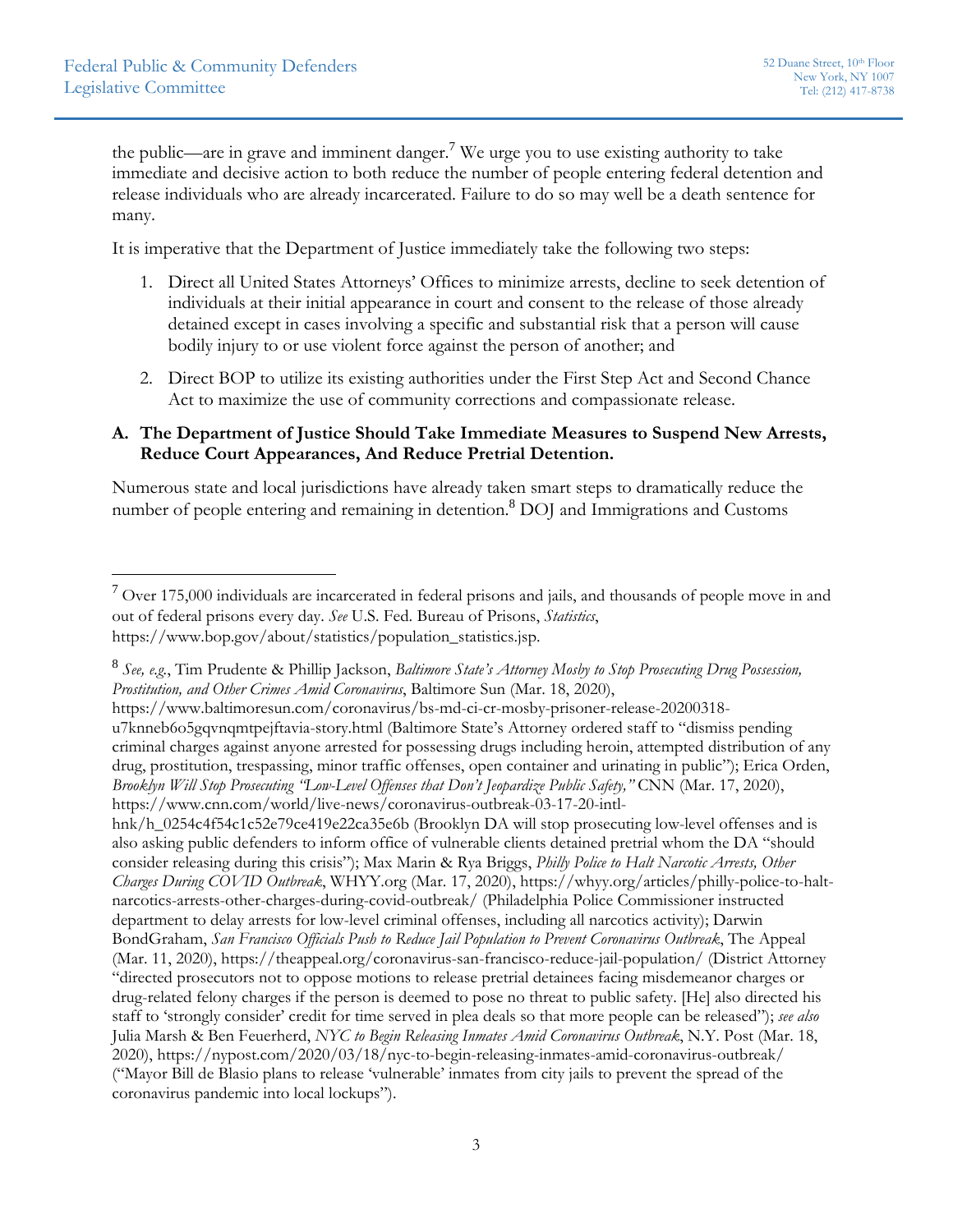the public—are in grave and imminent danger.[7] We urge you to use existing authority to take immediate and decisive action to both reduce the number of people entering federal detention and release individuals who are already incarcerated. Failure to do so may well be a death sentence for many.

It is imperative that the Department of Justice immediately take the following two steps:

1. Direct all United States Attorneys' Offices to minimize arrests, decline to seek detention of individuals at their initial appearance in court and consent to the release of those already detained except in cases involving a specific and substantial risk that a person will cause bodily injury to or use violent force against the person of another; and

2. Direct BOP to utilize its existing authorities under the First Step Act and Second Chance Act to maximize the use of community corrections and compassionate release.

**A. The Department of Justice Should Take Immediate Measures to Suspend New Arrests, Reduce Court Appearances, And Reduce Pretrial Detention.**

Numerous state and local jurisdictions have already taken smart steps to dramatically reduce the number of people entering and remaining in detention.[8] DOJ and Immigrations and Customs

---

[7] Over 175,000 individuals are incarcerated in federal prisons and jails, and thousands of people move in and out of federal prisons every day. *See* U.S. Fed. Bureau of Prisons, *Statistics*, https://www.bop.gov/about/statistics/population_statistics.jsp.

[8] *See, e.g.*, Tim Prudente & Phillip Jackson, *Baltimore State's Attorney Mosby to Stop Prosecuting Drug Possession, Prostitution, and Other Crimes Amid Coronavirus*, Baltimore Sun (Mar. 18, 2020), https://www.baltimoresun.com/coronavirus/bs-md-ci-cr-mosby-prisoner-release-20200318-u7knneb6o5gqvnqmtpejftavia-story.html (Baltimore State's Attorney ordered staff to "dismiss pending criminal charges against anyone arrested for possessing drugs including heroin, attempted distribution of any drug, prostitution, trespassing, minor traffic offenses, open container and urinating in public"); Erica Orden, *Brooklyn Will Stop Prosecuting "Low-Level Offenses that Don't Jeopardize Public Safety,"* CNN (Mar. 17, 2020), https://www.cnn.com/world/live-news/coronavirus-outbreak-03-17-20-intl-hnk/h_0254c4f54c1c52e79ce419e22ca35e6b (Brooklyn DA will stop prosecuting low-level offenses and is also asking public defenders to inform office of vulnerable clients detained pretrial whom the DA "should consider releasing during this crisis"); Max Marin & Rya Briggs, *Philly Police to Halt Narcotic Arrests, Other Charges During COVID Outbreak*, WHYY.org (Mar. 17, 2020), https://whyy.org/articles/philly-police-to-halt-narcotics-arrests-other-charges-during-covid-outbreak/ (Philadelphia Police Commissioner instructed department to delay arrests for low-level criminal offenses, including all narcotics activity); Darwin BondGraham, *San Francisco Officials Push to Reduce Jail Population to Prevent Coronavirus Outbreak*, The Appeal (Mar. 11, 2020), https://theappeal.org/coronavirus-san-francisco-reduce-jail-population/ (District Attorney "directed prosecutors not to oppose motions to release pretrial detainees facing misdemeanor charges or drug-related felony charges if the person is deemed to pose no threat to public safety. [He] also directed his staff to 'strongly consider' credit for time served in plea deals so that more people can be released"); *see also* Julia Marsh & Ben Feuerherd, *NYC to Begin Releasing Inmates Amid Coronavirus Outbreak*, N.Y. Post (Mar. 18, 2020), https://nypost.com/2020/03/18/nyc-to-begin-releasing-inmates-amid-coronavirus-outbreak/ ("Mayor Bill de Blasio plans to release 'vulnerable' inmates from city jails to prevent the spread of the coronavirus pandemic into local lockups").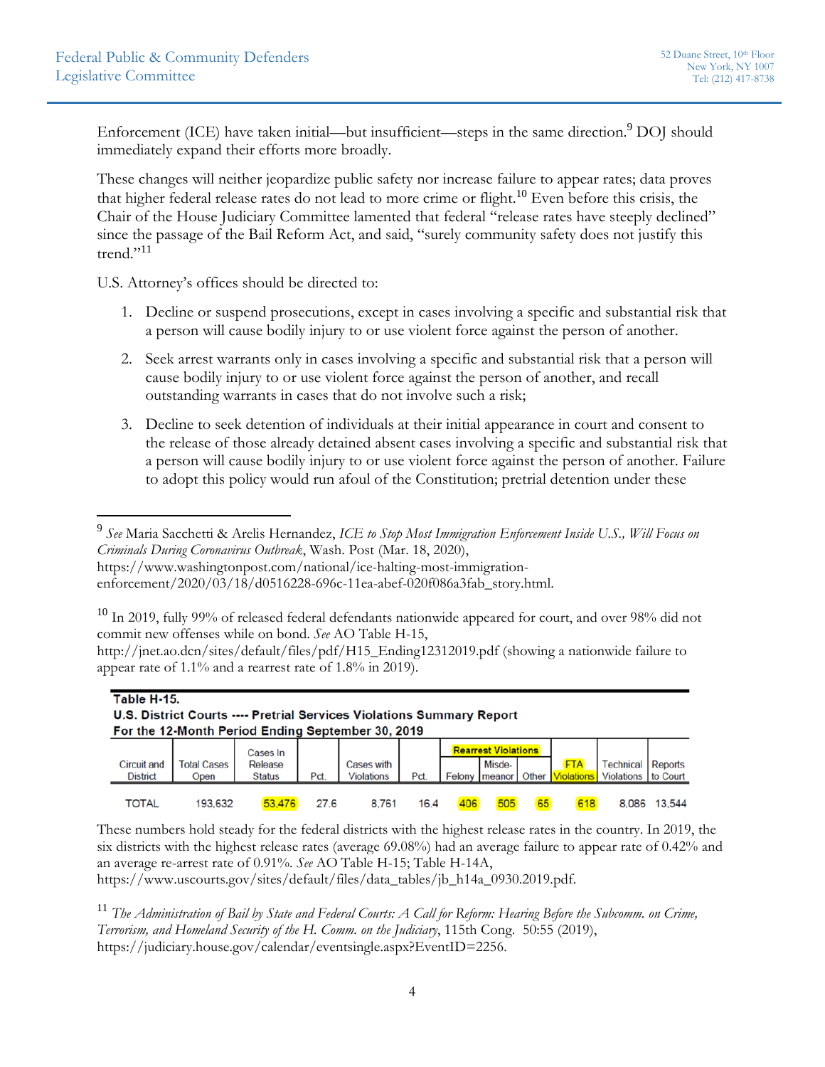Enforcement (ICE) have taken initial—but insufficient—steps in the same direction.[9] DOJ should immediately expand their efforts more broadly.

These changes will neither jeopardize public safety nor increase failure to appear rates; data proves that higher federal release rates do not lead to more crime or flight.[10] Even before this crisis, the Chair of the House Judiciary Committee lamented that federal "release rates have steeply declined" since the passage of the Bail Reform Act, and said, "surely community safety does not justify this trend."[11]

U.S. Attorney's offices should be directed to:

1. Decline or suspend prosecutions, except in cases involving a specific and substantial risk that a person will cause bodily injury to or use violent force against the person of another.
2. Seek arrest warrants only in cases involving a specific and substantial risk that a person will cause bodily injury to or use violent force against the person of another, and recall outstanding warrants in cases that do not involve such a risk;
3. Decline to seek detention of individuals at their initial appearance in court and consent to the release of those already detained absent cases involving a specific and substantial risk that a person will cause bodily injury to or use violent force against the person of another. Failure to adopt this policy would run afoul of the Constitution; pretrial detention under these

---

[9] *See* Maria Sacchetti & Arelis Hernandez, *ICE to Stop Most Immigration Enforcement Inside U.S., Will Focus on Criminals During Coronavirus Outbreak*, Wash. Post (Mar. 18, 2020), https://www.washingtonpost.com/national/ice-halting-most-immigration-enforcement/2020/03/18/d0516228-696c-11ea-abef-020f086a3fab_story.html.

[10] In 2019, fully 99% of released federal defendants nationwide appeared for court, and over 98% did not commit new offenses while on bond. *See* AO Table H-15, http://jnet.ao.dcn/sites/default/files/pdf/H15_Ending12312019.pdf (showing a nationwide failure to appear rate of 1.1% and a rearrest rate of 1.8% in 2019).

**Table H-15.**
**U.S. District Courts ---- Pretrial Services Violations Summary Report**
**For the 12-Month Period Ending September 30, 2019**

| Circuit and District | Total Cases Open | Cases In Release Status | Pct. | Cases with Violations | Pct. | Rearrest Violations | | | FTA Violations | Technical Violations | Reports to Court |
|---|---|---|---|---|---|---|---|---|---|---|---|
| | | | | | | Felony | Misde-meanor | Other | | | |
| TOTAL | 193,632 | 53,476 | 27.6 | 8,761 | 16.4 | 406 | 505 | 65 | 618 | 8,086 | 13,544 |

These numbers hold steady for the federal districts with the highest release rates in the country. In 2019, the six districts with the highest release rates (average 69.08%) had an average failure to appear rate of 0.42% and an average re-arrest rate of 0.91%. *See* AO Table H-15; Table H-14A, https://www.uscourts.gov/sites/default/files/data_tables/jb_h14a_0930.2019.pdf.

[11] *The Administration of Bail by State and Federal Courts: A Call for Reform: Hearing Before the Subcomm. on Crime, Terrorism, and Homeland Security of the H. Comm. on the Judiciary*, 115th Cong. 50:55 (2019), https://judiciary.house.gov/calendar/eventsingle.aspx?EventID=2256.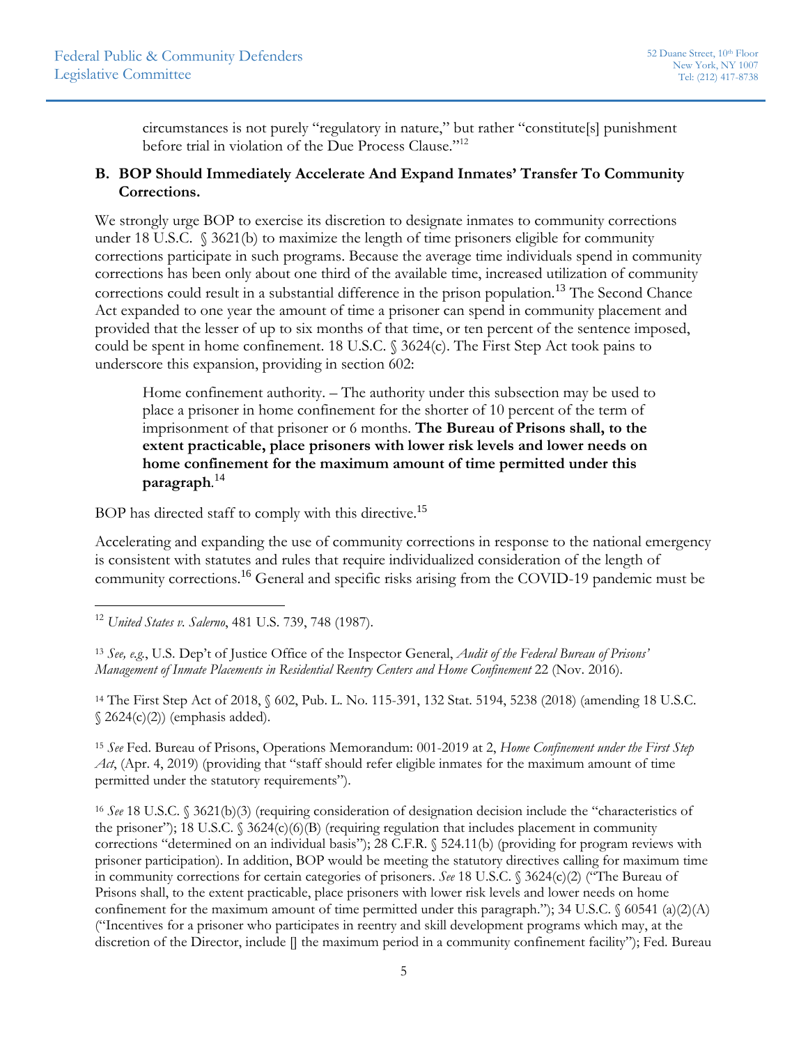circumstances is not purely "regulatory in nature," but rather "constitute[s] punishment before trial in violation of the Due Process Clause."[12]

### B. BOP Should Immediately Accelerate And Expand Inmates' Transfer To Community Corrections.

We strongly urge BOP to exercise its discretion to designate inmates to community corrections under 18 U.S.C. § 3621(b) to maximize the length of time prisoners eligible for community corrections participate in such programs. Because the average time individuals spend in community corrections has been only about one third of the available time, increased utilization of community corrections could result in a substantial difference in the prison population.[13] The Second Chance Act expanded to one year the amount of time a prisoner can spend in community placement and provided that the lesser of up to six months of that time, or ten percent of the sentence imposed, could be spent in home confinement. 18 U.S.C. § 3624(c). The First Step Act took pains to underscore this expansion, providing in section 602:

> Home confinement authority. – The authority under this subsection may be used to place a prisoner in home confinement for the shorter of 10 percent of the term of imprisonment of that prisoner or 6 months. **The Bureau of Prisons shall, to the extent practicable, place prisoners with lower risk levels and lower needs on home confinement for the maximum amount of time permitted under this paragraph**.[14]

BOP has directed staff to comply with this directive.[15]

Accelerating and expanding the use of community corrections in response to the national emergency is consistent with statutes and rules that require individualized consideration of the length of community corrections.[16] General and specific risks arising from the COVID-19 pandemic must be

---

[12] *United States v. Salerno*, 481 U.S. 739, 748 (1987).

[13] *See, e.g.*, U.S. Dep't of Justice Office of the Inspector General, *Audit of the Federal Bureau of Prisons' Management of Inmate Placements in Residential Reentry Centers and Home Confinement* 22 (Nov. 2016).

[14] The First Step Act of 2018, § 602, Pub. L. No. 115-391, 132 Stat. 5194, 5238 (2018) (amending 18 U.S.C. § 2624(c)(2)) (emphasis added).

[15] *See* Fed. Bureau of Prisons, Operations Memorandum: 001-2019 at 2, *Home Confinement under the First Step Act*, (Apr. 4, 2019) (providing that "staff should refer eligible inmates for the maximum amount of time permitted under the statutory requirements").

[16] *See* 18 U.S.C. § 3621(b)(3) (requiring consideration of designation decision include the "characteristics of the prisoner"); 18 U.S.C. § 3624(c)(6)(B) (requiring regulation that includes placement in community corrections "determined on an individual basis"); 28 C.F.R. § 524.11(b) (providing for program reviews with prisoner participation). In addition, BOP would be meeting the statutory directives calling for maximum time in community corrections for certain categories of prisoners. *See* 18 U.S.C. § 3624(c)(2) ("The Bureau of Prisons shall, to the extent practicable, place prisoners with lower risk levels and lower needs on home confinement for the maximum amount of time permitted under this paragraph."); 34 U.S.C. § 60541 (a)(2)(A) ("Incentives for a prisoner who participates in reentry and skill development programs which may, at the discretion of the Director, include [] the maximum period in a community confinement facility"); Fed. Bureau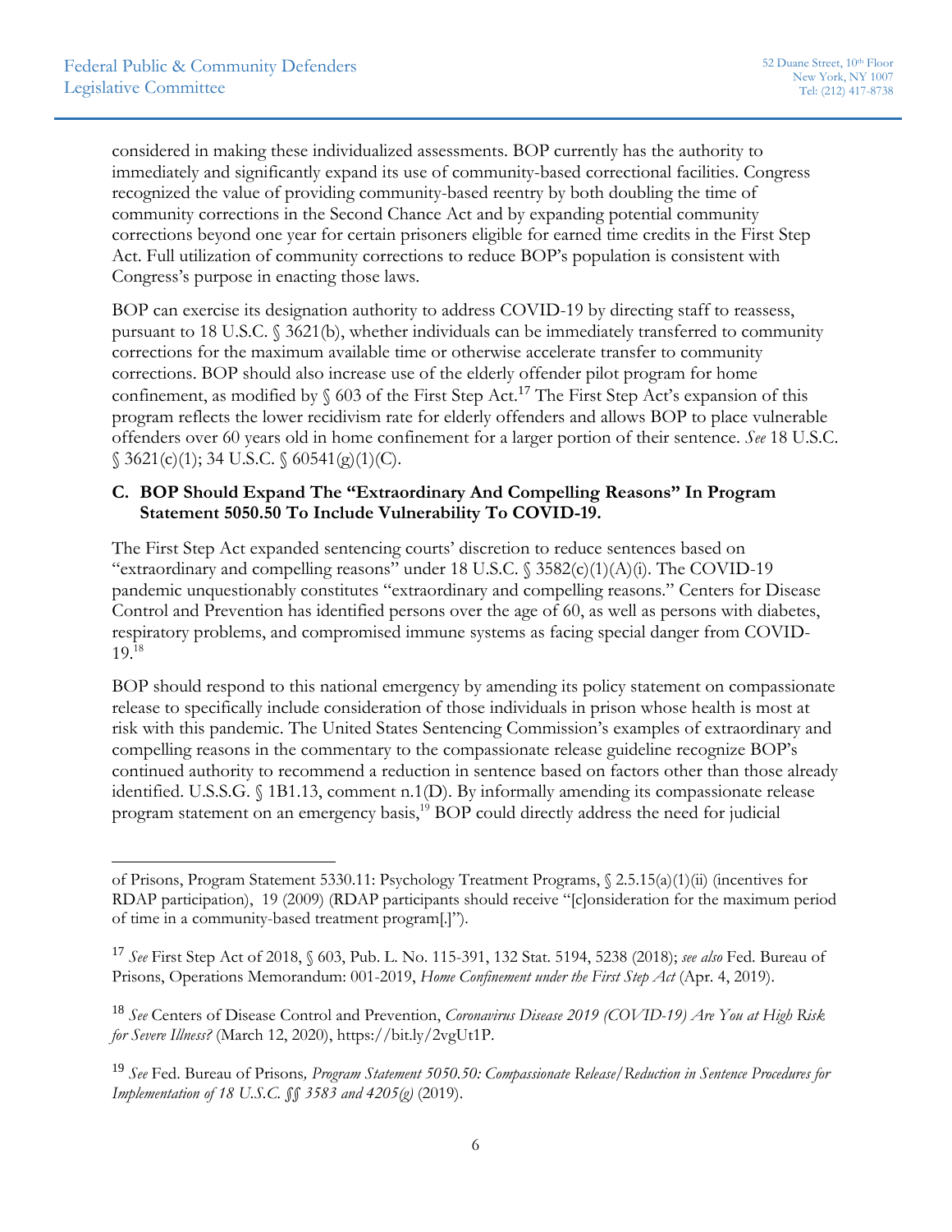considered in making these individualized assessments. BOP currently has the authority to immediately and significantly expand its use of community-based correctional facilities. Congress recognized the value of providing community-based reentry by both doubling the time of community corrections in the Second Chance Act and by expanding potential community corrections beyond one year for certain prisoners eligible for earned time credits in the First Step Act. Full utilization of community corrections to reduce BOP's population is consistent with Congress's purpose in enacting those laws.

BOP can exercise its designation authority to address COVID-19 by directing staff to reassess, pursuant to 18 U.S.C. § 3621(b), whether individuals can be immediately transferred to community corrections for the maximum available time or otherwise accelerate transfer to community corrections. BOP should also increase use of the elderly offender pilot program for home confinement, as modified by § 603 of the First Step Act.[17] The First Step Act's expansion of this program reflects the lower recidivism rate for elderly offenders and allows BOP to place vulnerable offenders over 60 years old in home confinement for a larger portion of their sentence. *See* 18 U.S.C. § 3621(c)(1); 34 U.S.C. § 60541(g)(1)(C).

### C. BOP Should Expand The "Extraordinary And Compelling Reasons" In Program Statement 5050.50 To Include Vulnerability To COVID-19.

The First Step Act expanded sentencing courts' discretion to reduce sentences based on "extraordinary and compelling reasons" under 18 U.S.C. § 3582(c)(1)(A)(i). The COVID-19 pandemic unquestionably constitutes "extraordinary and compelling reasons." Centers for Disease Control and Prevention has identified persons over the age of 60, as well as persons with diabetes, respiratory problems, and compromised immune systems as facing special danger from COVID-19.[18]

BOP should respond to this national emergency by amending its policy statement on compassionate release to specifically include consideration of those individuals in prison whose health is most at risk with this pandemic. The United States Sentencing Commission's examples of extraordinary and compelling reasons in the commentary to the compassionate release guideline recognize BOP's continued authority to recommend a reduction in sentence based on factors other than those already identified. U.S.S.G. § 1B1.13, comment n.1(D). By informally amending its compassionate release program statement on an emergency basis,[19] BOP could directly address the need for judicial

---

of Prisons, Program Statement 5330.11: Psychology Treatment Programs, § 2.5.15(a)(1)(ii) (incentives for RDAP participation), 19 (2009) (RDAP participants should receive "[c]onsideration for the maximum period of time in a community-based treatment program[.]").

[17] *See* First Step Act of 2018, § 603, Pub. L. No. 115-391, 132 Stat. 5194, 5238 (2018); *see also* Fed. Bureau of Prisons, Operations Memorandum: 001-2019, *Home Confinement under the First Step Act* (Apr. 4, 2019).

[18] *See* Centers of Disease Control and Prevention, *Coronavirus Disease 2019 (COVID-19) Are You at High Risk for Severe Illness?* (March 12, 2020), https://bit.ly/2vgUt1P.

[19] *See* Fed. Bureau of Prisons*, Program Statement 5050.50: Compassionate Release/Reduction in Sentence Procedures for Implementation of 18 U.S.C. §§ 3583 and 4205(g)* (2019).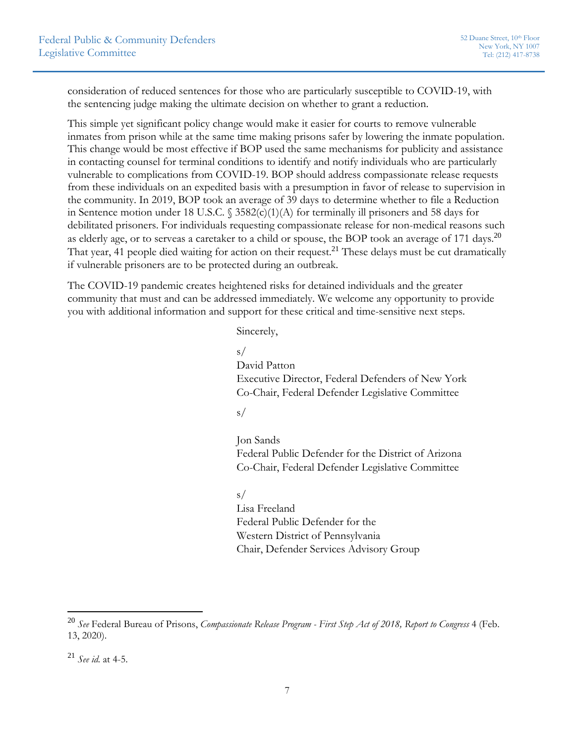consideration of reduced sentences for those who are particularly susceptible to COVID-19, with the sentencing judge making the ultimate decision on whether to grant a reduction.

This simple yet significant policy change would make it easier for courts to remove vulnerable inmates from prison while at the same time making prisons safer by lowering the inmate population. This change would be most effective if BOP used the same mechanisms for publicity and assistance in contacting counsel for terminal conditions to identify and notify individuals who are particularly vulnerable to complications from COVID-19. BOP should address compassionate release requests from these individuals on an expedited basis with a presumption in favor of release to supervision in the community. In 2019, BOP took an average of 39 days to determine whether to file a Reduction in Sentence motion under 18 U.S.C. § 3582(c)(1)(A) for terminally ill prisoners and 58 days for debilitated prisoners. For individuals requesting compassionate release for non-medical reasons such as elderly age, or to serveas a caretaker to a child or spouse, the BOP took an average of 171 days.[20] That year, 41 people died waiting for action on their request.[21] These delays must be cut dramatically if vulnerable prisoners are to be protected during an outbreak.

The COVID-19 pandemic creates heightened risks for detained individuals and the greater community that must and can be addressed immediately. We welcome any opportunity to provide you with additional information and support for these critical and time-sensitive next steps.

Sincerely,

s/
David Patton
Executive Director, Federal Defenders of New York
Co-Chair, Federal Defender Legislative Committee

s/

Jon Sands
Federal Public Defender for the District of Arizona
Co-Chair, Federal Defender Legislative Committee

s/
Lisa Freeland
Federal Public Defender for the
Western District of Pennsylvania
Chair, Defender Services Advisory Group

---

[20] *See* Federal Bureau of Prisons, *Compassionate Release Program - First Step Act of 2018, Report to Congress* 4 (Feb. 13, 2020).

[21] *See id.* at 4-5.